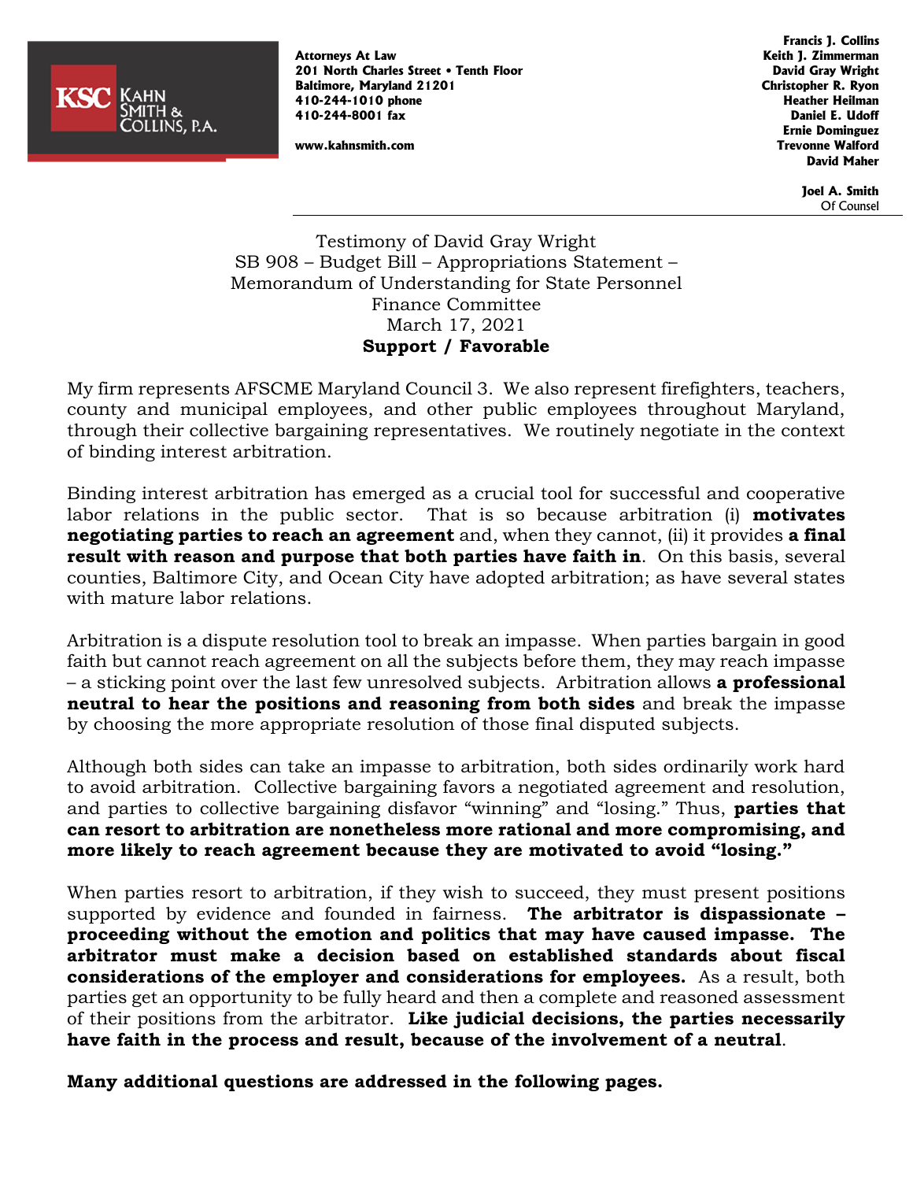KSC Kahn Smith & Collins, P.A.

Attorneys At Law
201 North Charles Street • Tenth Floor
Baltimore, Maryland 21201
410-244-1010 phone
410-244-8001 fax

www.kahnsmith.com

Francis J. Collins
Keith J. Zimmerman
David Gray Wright
Christopher R. Ryon
Heather Heilman
Daniel E. Udoff
Ernie Dominguez
Trevonne Walford
David Maher

Joel A. Smith
Of Counsel

Testimony of David Gray Wright
SB 908 – Budget Bill – Appropriations Statement –
Memorandum of Understanding for State Personnel
Finance Committee
March 17, 2021
**Support / Favorable**

My firm represents AFSCME Maryland Council 3. We also represent firefighters, teachers, county and municipal employees, and other public employees throughout Maryland, through their collective bargaining representatives. We routinely negotiate in the context of binding interest arbitration.

Binding interest arbitration has emerged as a crucial tool for successful and cooperative labor relations in the public sector. That is so because arbitration (i) **motivates negotiating parties to reach an agreement** and, when they cannot, (ii) it provides **a final result with reason and purpose that both parties have faith in**. On this basis, several counties, Baltimore City, and Ocean City have adopted arbitration; as have several states with mature labor relations.

Arbitration is a dispute resolution tool to break an impasse. When parties bargain in good faith but cannot reach agreement on all the subjects before them, they may reach impasse – a sticking point over the last few unresolved subjects. Arbitration allows **a professional neutral to hear the positions and reasoning from both sides** and break the impasse by choosing the more appropriate resolution of those final disputed subjects.

Although both sides can take an impasse to arbitration, both sides ordinarily work hard to avoid arbitration. Collective bargaining favors a negotiated agreement and resolution, and parties to collective bargaining disfavor "winning" and "losing." Thus, **parties that can resort to arbitration are nonetheless more rational and more compromising, and more likely to reach agreement because they are motivated to avoid "losing."**

When parties resort to arbitration, if they wish to succeed, they must present positions supported by evidence and founded in fairness. **The arbitrator is dispassionate – proceeding without the emotion and politics that may have caused impasse. The arbitrator must make a decision based on established standards about fiscal considerations of the employer and considerations for employees.** As a result, both parties get an opportunity to be fully heard and then a complete and reasoned assessment of their positions from the arbitrator. **Like judicial decisions, the parties necessarily have faith in the process and result, because of the involvement of a neutral**.

**Many additional questions are addressed in the following pages.**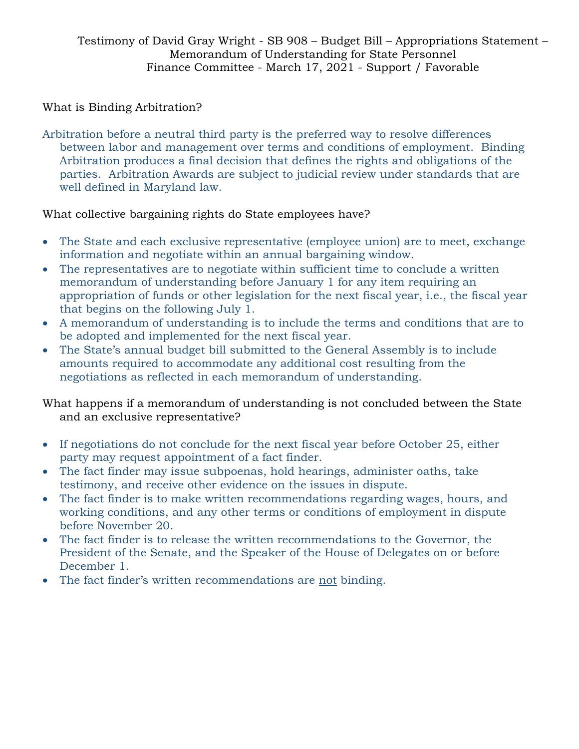Testimony of David Gray Wright - SB 908 – Budget Bill – Appropriations Statement – Memorandum of Understanding for State Personnel
Finance Committee - March 17, 2021 - Support / Favorable

What is Binding Arbitration?

Arbitration before a neutral third party is the preferred way to resolve differences between labor and management over terms and conditions of employment. Binding Arbitration produces a final decision that defines the rights and obligations of the parties. Arbitration Awards are subject to judicial review under standards that are well defined in Maryland law.

What collective bargaining rights do State employees have?

- The State and each exclusive representative (employee union) are to meet, exchange information and negotiate within an annual bargaining window.
- The representatives are to negotiate within sufficient time to conclude a written memorandum of understanding before January 1 for any item requiring an appropriation of funds or other legislation for the next fiscal year, i.e., the fiscal year that begins on the following July 1.
- A memorandum of understanding is to include the terms and conditions that are to be adopted and implemented for the next fiscal year.
- The State's annual budget bill submitted to the General Assembly is to include amounts required to accommodate any additional cost resulting from the negotiations as reflected in each memorandum of understanding.

What happens if a memorandum of understanding is not concluded between the State and an exclusive representative?

- If negotiations do not conclude for the next fiscal year before October 25, either party may request appointment of a fact finder.
- The fact finder may issue subpoenas, hold hearings, administer oaths, take testimony, and receive other evidence on the issues in dispute.
- The fact finder is to make written recommendations regarding wages, hours, and working conditions, and any other terms or conditions of employment in dispute before November 20.
- The fact finder is to release the written recommendations to the Governor, the President of the Senate, and the Speaker of the House of Delegates on or before December 1.
- The fact finder's written recommendations are <u>not</u> binding.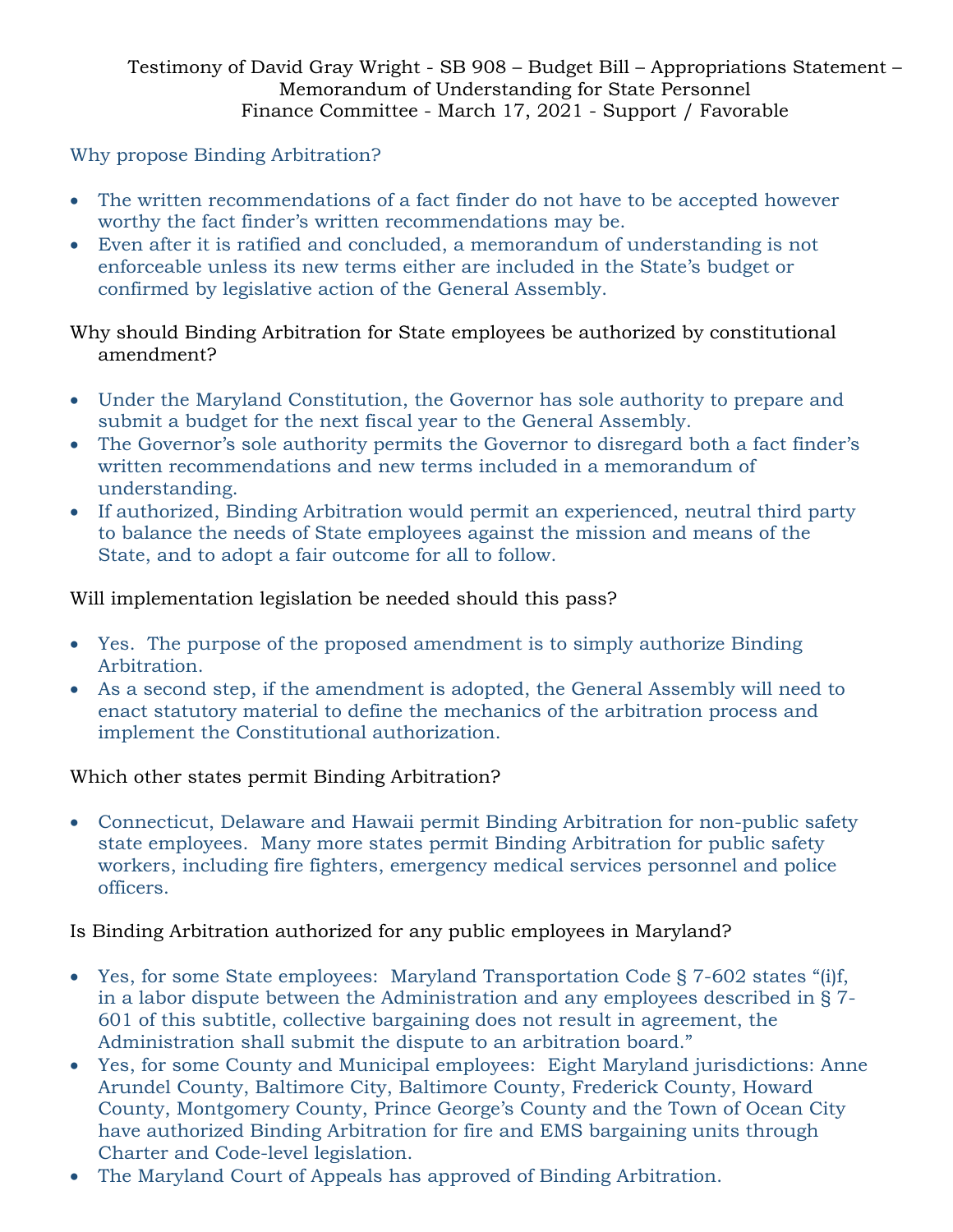Testimony of David Gray Wright - SB 908 – Budget Bill – Appropriations Statement – Memorandum of Understanding for State Personnel
Finance Committee - March 17, 2021 - Support / Favorable

Why propose Binding Arbitration?

- The written recommendations of a fact finder do not have to be accepted however worthy the fact finder's written recommendations may be.
- Even after it is ratified and concluded, a memorandum of understanding is not enforceable unless its new terms either are included in the State's budget or confirmed by legislative action of the General Assembly.

Why should Binding Arbitration for State employees be authorized by constitutional amendment?

- Under the Maryland Constitution, the Governor has sole authority to prepare and submit a budget for the next fiscal year to the General Assembly.
- The Governor's sole authority permits the Governor to disregard both a fact finder's written recommendations and new terms included in a memorandum of understanding.
- If authorized, Binding Arbitration would permit an experienced, neutral third party to balance the needs of State employees against the mission and means of the State, and to adopt a fair outcome for all to follow.

Will implementation legislation be needed should this pass?

- Yes. The purpose of the proposed amendment is to simply authorize Binding Arbitration.
- As a second step, if the amendment is adopted, the General Assembly will need to enact statutory material to define the mechanics of the arbitration process and implement the Constitutional authorization.

Which other states permit Binding Arbitration?

- Connecticut, Delaware and Hawaii permit Binding Arbitration for non-public safety state employees. Many more states permit Binding Arbitration for public safety workers, including fire fighters, emergency medical services personnel and police officers.

Is Binding Arbitration authorized for any public employees in Maryland?

- Yes, for some State employees: Maryland Transportation Code § 7-602 states "(i)f, in a labor dispute between the Administration and any employees described in § 7-601 of this subtitle, collective bargaining does not result in agreement, the Administration shall submit the dispute to an arbitration board."
- Yes, for some County and Municipal employees: Eight Maryland jurisdictions: Anne Arundel County, Baltimore City, Baltimore County, Frederick County, Howard County, Montgomery County, Prince George's County and the Town of Ocean City have authorized Binding Arbitration for fire and EMS bargaining units through Charter and Code-level legislation.
- The Maryland Court of Appeals has approved of Binding Arbitration.